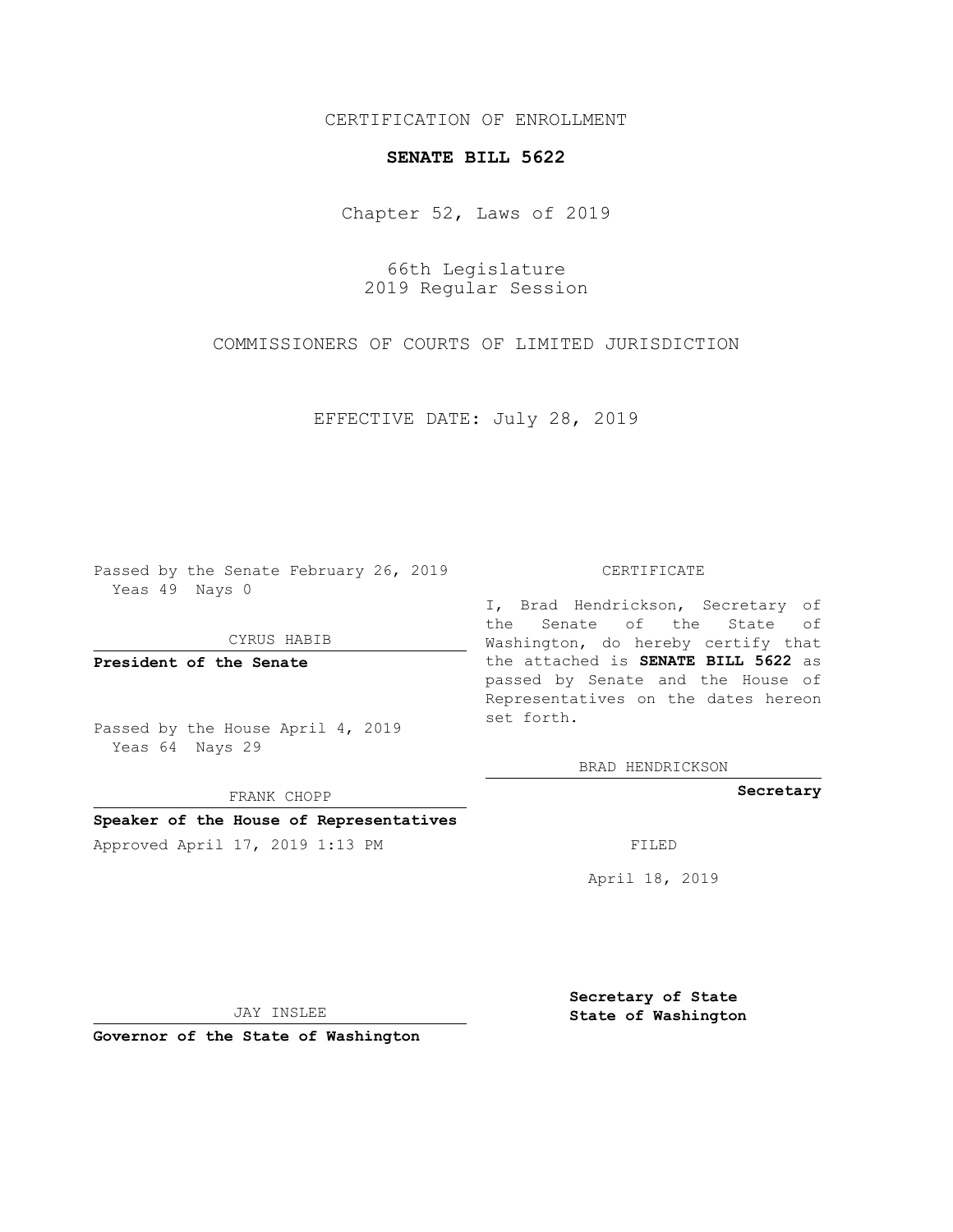CERTIFICATION OF ENROLLMENT

**SENATE BILL 5622**

Chapter 52, Laws of 2019

66th Legislature
2019 Regular Session

COMMISSIONERS OF COURTS OF LIMITED JURISDICTION

EFFECTIVE DATE: July 28, 2019

Passed by the Senate February 26, 2019
Yeas 49 Nays 0

CYRUS HABIB

**President of the Senate**

Passed by the House April 4, 2019
Yeas 64 Nays 29

FRANK CHOPP

**Speaker of the House of Representatives**

Approved April 17, 2019 1:13 PM

JAY INSLEE

**Governor of the State of Washington**

CERTIFICATE

I, Brad Hendrickson, Secretary of the Senate of the State of Washington, do hereby certify that the attached is **SENATE BILL 5622** as passed by Senate and the House of Representatives on the dates hereon set forth.

BRAD HENDRICKSON

**Secretary**

FILED

April 18, 2019

**Secretary of State**
**State of Washington**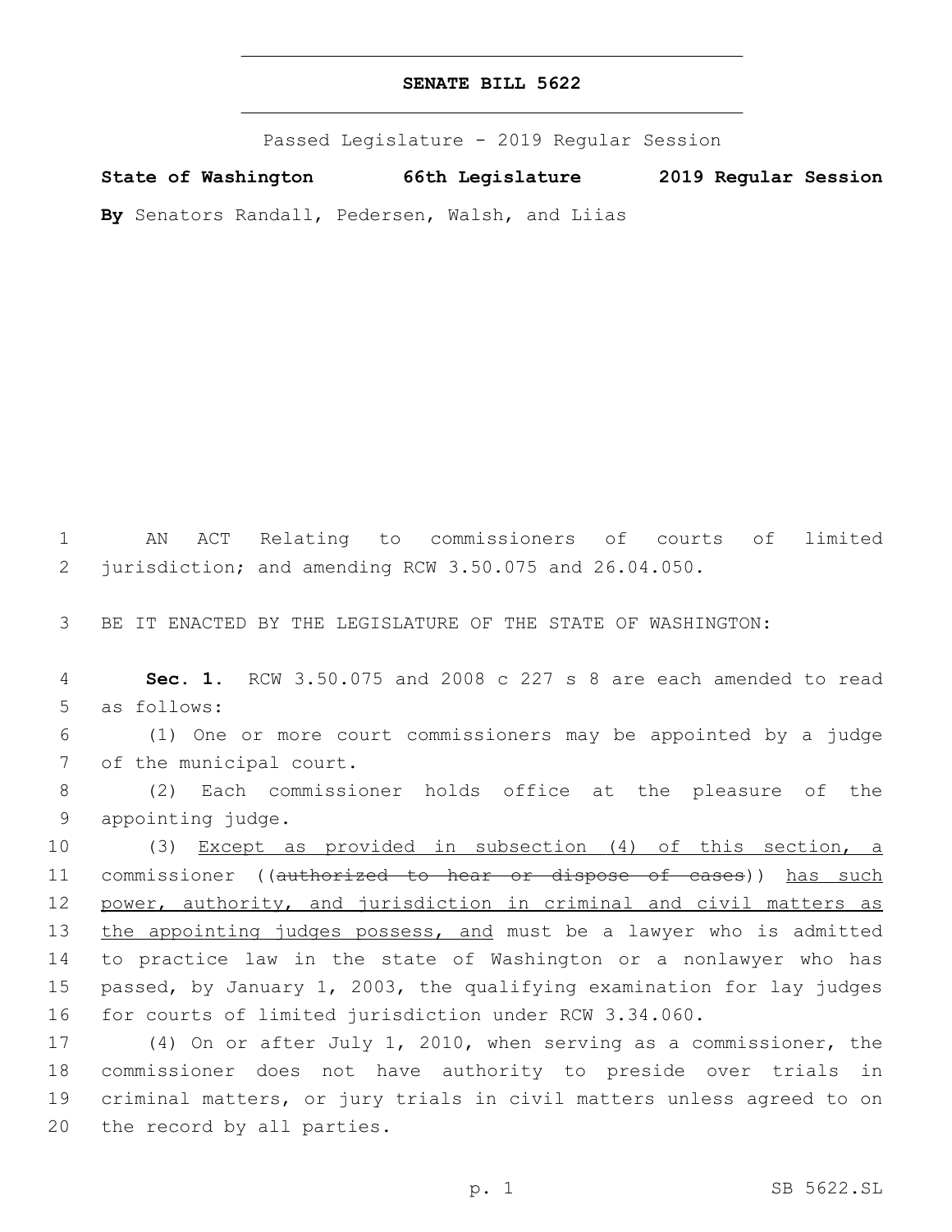# SENATE BILL 5622

Passed Legislature - 2019 Regular Session

**State of Washington 66th Legislature 2019 Regular Session**

**By** Senators Randall, Pedersen, Walsh, and Liias

AN ACT Relating to commissioners of courts of limited jurisdiction; and amending RCW 3.50.075 and 26.04.050.

BE IT ENACTED BY THE LEGISLATURE OF THE STATE OF WASHINGTON:

**Sec. 1.** RCW 3.50.075 and 2008 c 227 s 8 are each amended to read as follows:

(1) One or more court commissioners may be appointed by a judge of the municipal court.

(2) Each commissioner holds office at the pleasure of the appointing judge.

(3) <u>Except as provided in subsection (4) of this section, a</u> commissioner ((~~authorized to hear or dispose of cases~~)) <u>has such power, authority, and jurisdiction in criminal and civil matters as the appointing judges possess, and</u> must be a lawyer who is admitted to practice law in the state of Washington or a nonlawyer who has passed, by January 1, 2003, the qualifying examination for lay judges for courts of limited jurisdiction under RCW 3.34.060.

(4) On or after July 1, 2010, when serving as a commissioner, the commissioner does not have authority to preside over trials in criminal matters, or jury trials in civil matters unless agreed to on the record by all parties.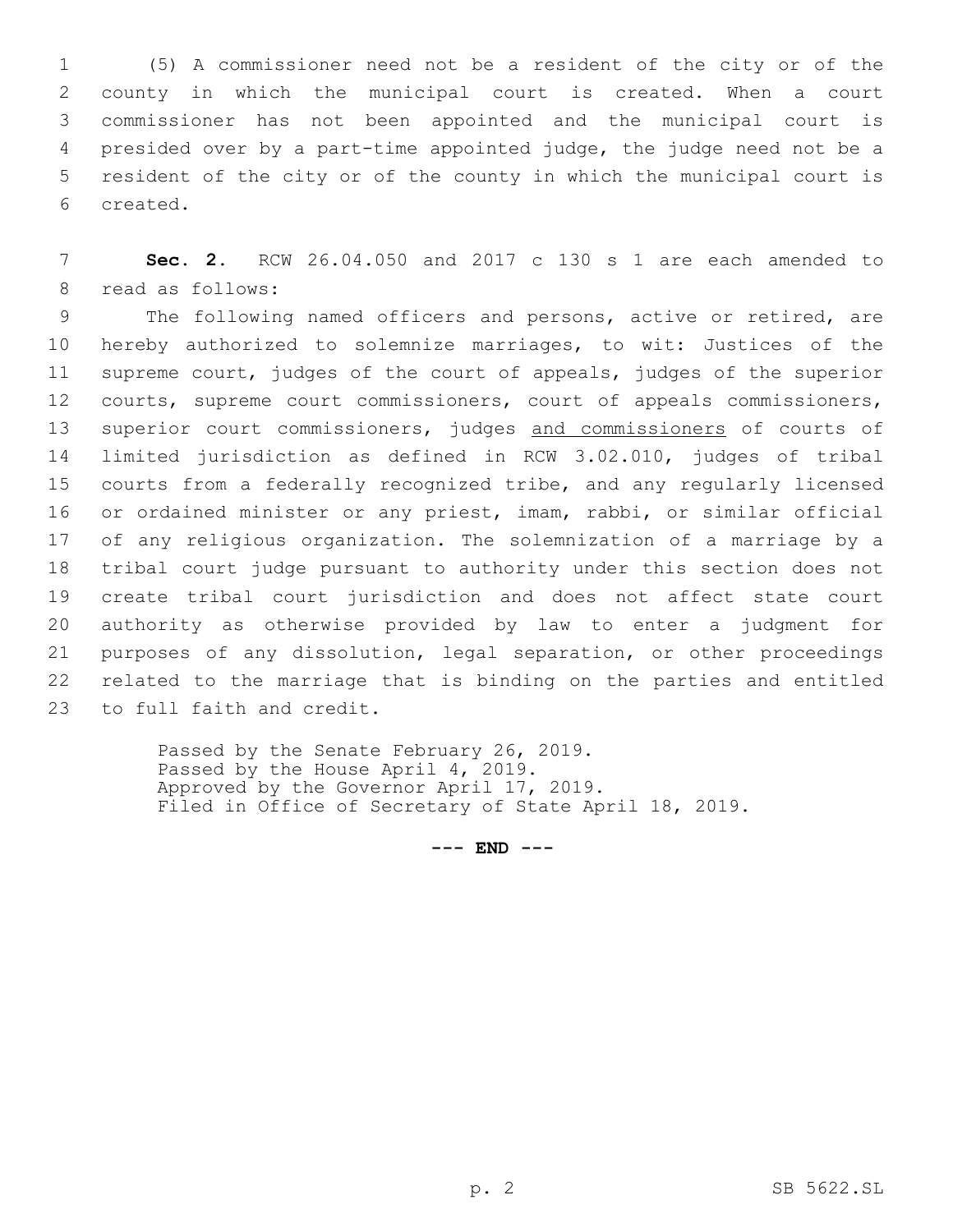(5) A commissioner need not be a resident of the city or of the county in which the municipal court is created. When a court commissioner has not been appointed and the municipal court is presided over by a part-time appointed judge, the judge need not be a resident of the city or of the county in which the municipal court is created.

**Sec. 2.** RCW 26.04.050 and 2017 c 130 s 1 are each amended to read as follows:

The following named officers and persons, active or retired, are hereby authorized to solemnize marriages, to wit: Justices of the supreme court, judges of the court of appeals, judges of the superior courts, supreme court commissioners, court of appeals commissioners, superior court commissioners, judges <u>and commissioners</u> of courts of limited jurisdiction as defined in RCW 3.02.010, judges of tribal courts from a federally recognized tribe, and any regularly licensed or ordained minister or any priest, imam, rabbi, or similar official of any religious organization. The solemnization of a marriage by a tribal court judge pursuant to authority under this section does not create tribal court jurisdiction and does not affect state court authority as otherwise provided by law to enter a judgment for purposes of any dissolution, legal separation, or other proceedings related to the marriage that is binding on the parties and entitled to full faith and credit.

Passed by the Senate February 26, 2019.
Passed by the House April 4, 2019.
Approved by the Governor April 17, 2019.
Filed in Office of Secretary of State April 18, 2019.

**--- END ---**